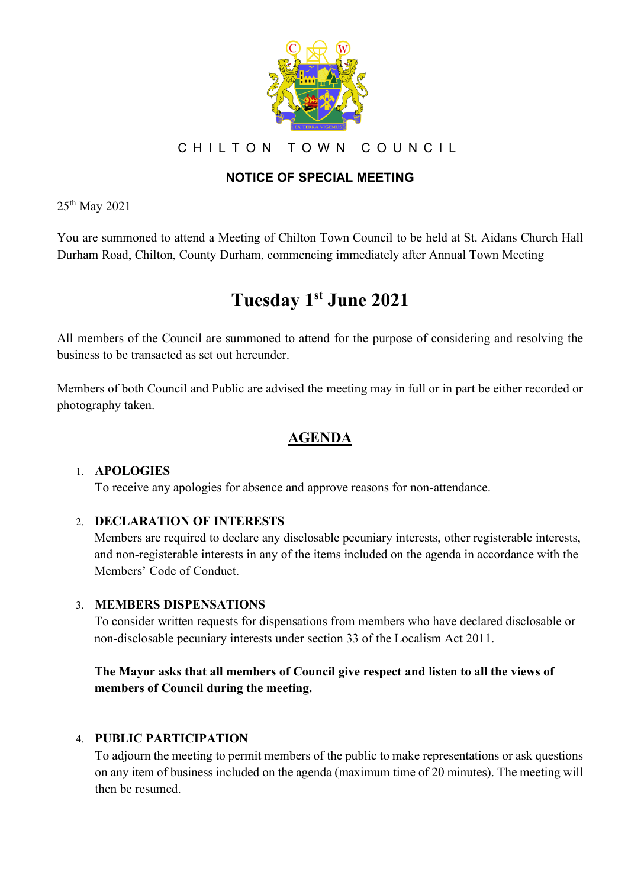# CHILTON TOWN COUNCIL

## NOTICE OF SPECIAL MEETING

25th May 2021

You are summoned to attend a Meeting of Chilton Town Council to be held at St. Aidans Church Hall Durham Road, Chilton, County Durham, commencing immediately after Annual Town Meeting

# Tuesday 1st June 2021

All members of the Council are summoned to attend for the purpose of considering and resolving the business to be transacted as set out hereunder.

Members of both Council and Public are advised the meeting may in full or in part be either recorded or photography taken.

## AGENDA

1. **APOLOGIES**
   To receive any apologies for absence and approve reasons for non-attendance.

2. **DECLARATION OF INTERESTS**
   Members are required to declare any disclosable pecuniary interests, other registerable interests, and non-registerable interests in any of the items included on the agenda in accordance with the Members' Code of Conduct.

3. **MEMBERS DISPENSATIONS**
   To consider written requests for dispensations from members who have declared disclosable or non-disclosable pecuniary interests under section 33 of the Localism Act 2011.

   **The Mayor asks that all members of Council give respect and listen to all the views of members of Council during the meeting.**

4. **PUBLIC PARTICIPATION**
   To adjourn the meeting to permit members of the public to make representations or ask questions on any item of business included on the agenda (maximum time of 20 minutes). The meeting will then be resumed.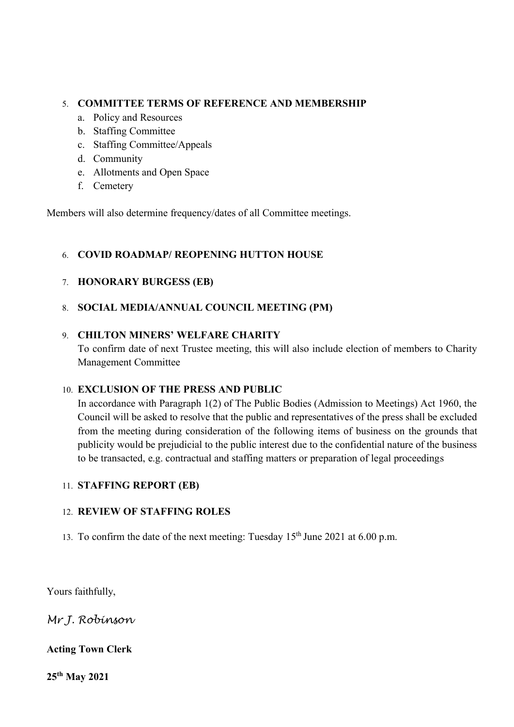5. **COMMITTEE TERMS OF REFERENCE AND MEMBERSHIP**
   a. Policy and Resources
   b. Staffing Committee
   c. Staffing Committee/Appeals
   d. Community
   e. Allotments and Open Space
   f. Cemetery

Members will also determine frequency/dates of all Committee meetings.

6. **COVID ROADMAP/ REOPENING HUTTON HOUSE**

7. **HONORARY BURGESS (EB)**

8. **SOCIAL MEDIA/ANNUAL COUNCIL MEETING (PM)**

9. **CHILTON MINERS' WELFARE CHARITY**
   To confirm date of next Trustee meeting, this will also include election of members to Charity Management Committee

10. **EXCLUSION OF THE PRESS AND PUBLIC**
    In accordance with Paragraph 1(2) of The Public Bodies (Admission to Meetings) Act 1960, the Council will be asked to resolve that the public and representatives of the press shall be excluded from the meeting during consideration of the following items of business on the grounds that publicity would be prejudicial to the public interest due to the confidential nature of the business to be transacted, e.g. contractual and staffing matters or preparation of legal proceedings

11. **STAFFING REPORT (EB)**

12. **REVIEW OF STAFFING ROLES**

13. To confirm the date of the next meeting: Tuesday 15th June 2021 at 6.00 p.m.

Yours faithfully,

*Mr J. Robinson*

**Acting Town Clerk**

**25th May 2021**